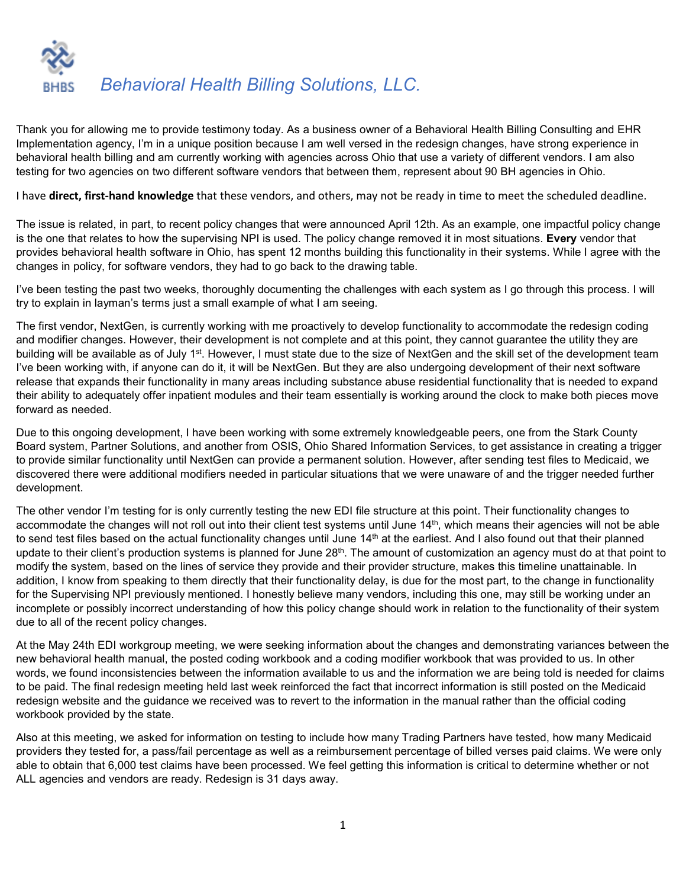# *Behavioral Health Billing Solutions, LLC.*

BHBS

Thank you for allowing me to provide testimony today. As a business owner of a Behavioral Health Billing Consulting and EHR Implementation agency, I'm in a unique position because I am well versed in the redesign changes, have strong experience in behavioral health billing and am currently working with agencies across Ohio that use a variety of different vendors. I am also testing for two agencies on two different software vendors that between them, represent about 90 BH agencies in Ohio.

I have **direct, first-hand knowledge** that these vendors, and others, may not be ready in time to meet the scheduled deadline.

The issue is related, in part, to recent policy changes that were announced April 12th. As an example, one impactful policy change is the one that relates to how the supervising NPI is used. The policy change removed it in most situations. **Every** vendor that provides behavioral health software in Ohio, has spent 12 months building this functionality in their systems. While I agree with the changes in policy, for software vendors, they had to go back to the drawing table.

I've been testing the past two weeks, thoroughly documenting the challenges with each system as I go through this process. I will try to explain in layman's terms just a small example of what I am seeing.

The first vendor, NextGen, is currently working with me proactively to develop functionality to accommodate the redesign coding and modifier changes. However, their development is not complete and at this point, they cannot guarantee the utility they are building will be available as of July 1st. However, I must state due to the size of NextGen and the skill set of the development team I've been working with, if anyone can do it, it will be NextGen. But they are also undergoing development of their next software release that expands their functionality in many areas including substance abuse residential functionality that is needed to expand their ability to adequately offer inpatient modules and their team essentially is working around the clock to make both pieces move forward as needed.

Due to this ongoing development, I have been working with some extremely knowledgeable peers, one from the Stark County Board system, Partner Solutions, and another from OSIS, Ohio Shared Information Services, to get assistance in creating a trigger to provide similar functionality until NextGen can provide a permanent solution. However, after sending test files to Medicaid, we discovered there were additional modifiers needed in particular situations that we were unaware of and the trigger needed further development.

The other vendor I'm testing for is only currently testing the new EDI file structure at this point. Their functionality changes to accommodate the changes will not roll out into their client test systems until June 14th, which means their agencies will not be able to send test files based on the actual functionality changes until June 14th at the earliest. And I also found out that their planned update to their client's production systems is planned for June 28th. The amount of customization an agency must do at that point to modify the system, based on the lines of service they provide and their provider structure, makes this timeline unattainable. In addition, I know from speaking to them directly that their functionality delay, is due for the most part, to the change in functionality for the Supervising NPI previously mentioned. I honestly believe many vendors, including this one, may still be working under an incomplete or possibly incorrect understanding of how this policy change should work in relation to the functionality of their system due to all of the recent policy changes.

At the May 24th EDI workgroup meeting, we were seeking information about the changes and demonstrating variances between the new behavioral health manual, the posted coding workbook and a coding modifier workbook that was provided to us. In other words, we found inconsistencies between the information available to us and the information we are being told is needed for claims to be paid. The final redesign meeting held last week reinforced the fact that incorrect information is still posted on the Medicaid redesign website and the guidance we received was to revert to the information in the manual rather than the official coding workbook provided by the state.

Also at this meeting, we asked for information on testing to include how many Trading Partners have tested, how many Medicaid providers they tested for, a pass/fail percentage as well as a reimbursement percentage of billed verses paid claims. We were only able to obtain that 6,000 test claims have been processed. We feel getting this information is critical to determine whether or not ALL agencies and vendors are ready. Redesign is 31 days away.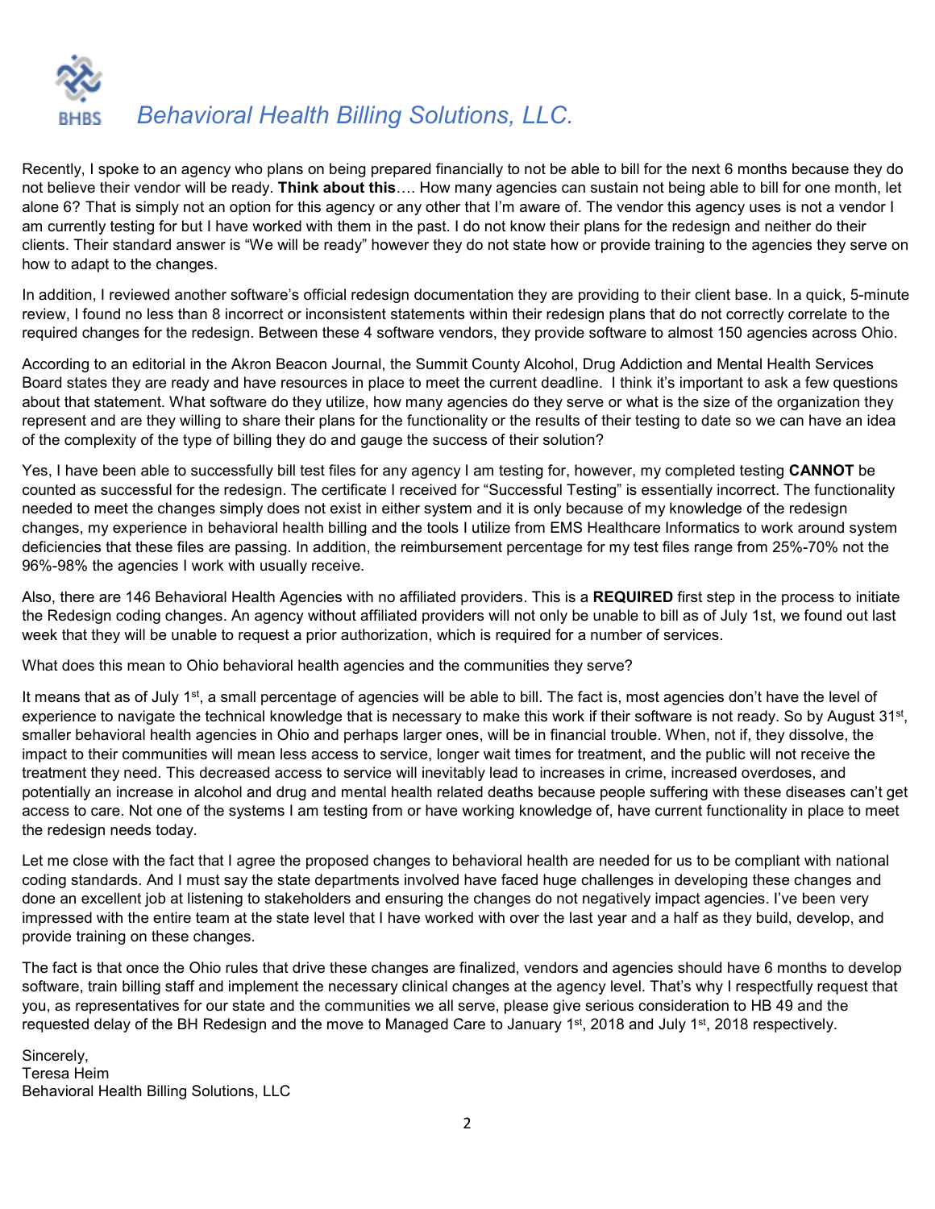*Behavioral Health Billing Solutions, LLC.*

Recently, I spoke to an agency who plans on being prepared financially to not be able to bill for the next 6 months because they do not believe their vendor will be ready. **Think about this**…. How many agencies can sustain not being able to bill for one month, let alone 6? That is simply not an option for this agency or any other that I'm aware of. The vendor this agency uses is not a vendor I am currently testing for but I have worked with them in the past. I do not know their plans for the redesign and neither do their clients. Their standard answer is "We will be ready" however they do not state how or provide training to the agencies they serve on how to adapt to the changes.

In addition, I reviewed another software's official redesign documentation they are providing to their client base. In a quick, 5-minute review, I found no less than 8 incorrect or inconsistent statements within their redesign plans that do not correctly correlate to the required changes for the redesign. Between these 4 software vendors, they provide software to almost 150 agencies across Ohio.

According to an editorial in the Akron Beacon Journal, the Summit County Alcohol, Drug Addiction and Mental Health Services Board states they are ready and have resources in place to meet the current deadline. I think it's important to ask a few questions about that statement. What software do they utilize, how many agencies do they serve or what is the size of the organization they represent and are they willing to share their plans for the functionality or the results of their testing to date so we can have an idea of the complexity of the type of billing they do and gauge the success of their solution?

Yes, I have been able to successfully bill test files for any agency I am testing for, however, my completed testing **CANNOT** be counted as successful for the redesign. The certificate I received for "Successful Testing" is essentially incorrect. The functionality needed to meet the changes simply does not exist in either system and it is only because of my knowledge of the redesign changes, my experience in behavioral health billing and the tools I utilize from EMS Healthcare Informatics to work around system deficiencies that these files are passing. In addition, the reimbursement percentage for my test files range from 25%-70% not the 96%-98% the agencies I work with usually receive.

Also, there are 146 Behavioral Health Agencies with no affiliated providers. This is a **REQUIRED** first step in the process to initiate the Redesign coding changes. An agency without affiliated providers will not only be unable to bill as of July 1st, we found out last week that they will be unable to request a prior authorization, which is required for a number of services.

What does this mean to Ohio behavioral health agencies and the communities they serve?

It means that as of July 1st, a small percentage of agencies will be able to bill. The fact is, most agencies don't have the level of experience to navigate the technical knowledge that is necessary to make this work if their software is not ready. So by August 31st, smaller behavioral health agencies in Ohio and perhaps larger ones, will be in financial trouble. When, not if, they dissolve, the impact to their communities will mean less access to service, longer wait times for treatment, and the public will not receive the treatment they need. This decreased access to service will inevitably lead to increases in crime, increased overdoses, and potentially an increase in alcohol and drug and mental health related deaths because people suffering with these diseases can't get access to care. Not one of the systems I am testing from or have working knowledge of, have current functionality in place to meet the redesign needs today.

Let me close with the fact that I agree the proposed changes to behavioral health are needed for us to be compliant with national coding standards. And I must say the state departments involved have faced huge challenges in developing these changes and done an excellent job at listening to stakeholders and ensuring the changes do not negatively impact agencies. I've been very impressed with the entire team at the state level that I have worked with over the last year and a half as they build, develop, and provide training on these changes.

The fact is that once the Ohio rules that drive these changes are finalized, vendors and agencies should have 6 months to develop software, train billing staff and implement the necessary clinical changes at the agency level. That's why I respectfully request that you, as representatives for our state and the communities we all serve, please give serious consideration to HB 49 and the requested delay of the BH Redesign and the move to Managed Care to January 1st, 2018 and July 1st, 2018 respectively.

Sincerely,
Teresa Heim
Behavioral Health Billing Solutions, LLC